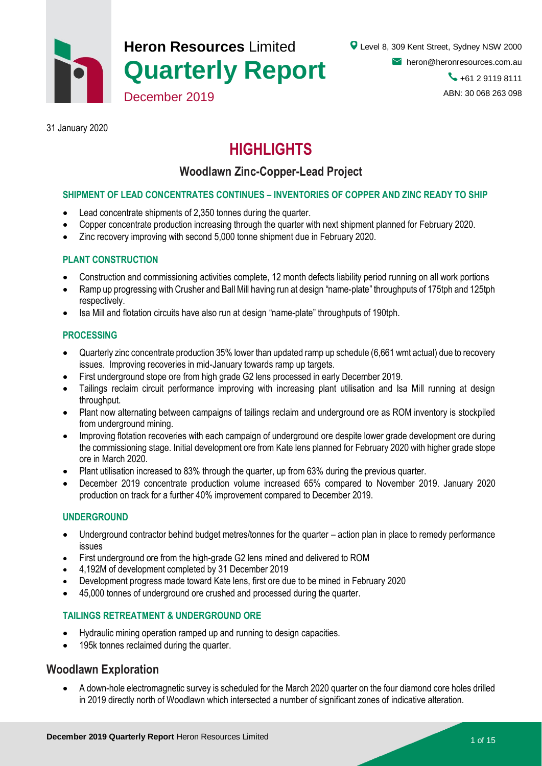# Heron Resources Limited

# Quarterly Report

December 2019

Level 8, 309 Kent Street, Sydney NSW 2000
heron@heronresources.com.au
+61 2 9119 8111
ABN: 30 068 263 098

31 January 2020

# HIGHLIGHTS

## Woodlawn Zinc-Copper-Lead Project

### SHIPMENT OF LEAD CONCENTRATES CONTINUES – INVENTORIES OF COPPER AND ZINC READY TO SHIP

- Lead concentrate shipments of 2,350 tonnes during the quarter.
- Copper concentrate production increasing through the quarter with next shipment planned for February 2020.
- Zinc recovery improving with second 5,000 tonne shipment due in February 2020.

### PLANT CONSTRUCTION

- Construction and commissioning activities complete, 12 month defects liability period running on all work portions
- Ramp up progressing with Crusher and Ball Mill having run at design "name-plate" throughputs of 175tph and 125tph respectively.
- Isa Mill and flotation circuits have also run at design "name-plate" throughputs of 190tph.

### PROCESSING

- Quarterly zinc concentrate production 35% lower than updated ramp up schedule (6,661 wmt actual) due to recovery issues. Improving recoveries in mid-January towards ramp up targets.
- First underground stope ore from high grade G2 lens processed in early December 2019.
- Tailings reclaim circuit performance improving with increasing plant utilisation and Isa Mill running at design throughput.
- Plant now alternating between campaigns of tailings reclaim and underground ore as ROM inventory is stockpiled from underground mining.
- Improving flotation recoveries with each campaign of underground ore despite lower grade development ore during the commissioning stage. Initial development ore from Kate lens planned for February 2020 with higher grade stope ore in March 2020.
- Plant utilisation increased to 83% through the quarter, up from 63% during the previous quarter.
- December 2019 concentrate production volume increased 65% compared to November 2019. January 2020 production on track for a further 40% improvement compared to December 2019.

### UNDERGROUND

- Underground contractor behind budget metres/tonnes for the quarter – action plan in place to remedy performance issues
- First underground ore from the high-grade G2 lens mined and delivered to ROM
- 4,192M of development completed by 31 December 2019
- Development progress made toward Kate lens, first ore due to be mined in February 2020
- 45,000 tonnes of underground ore crushed and processed during the quarter.

### TAILINGS RETREATMENT & UNDERGROUND ORE

- Hydraulic mining operation ramped up and running to design capacities.
- 195k tonnes reclaimed during the quarter.

## Woodlawn Exploration

- A down-hole electromagnetic survey is scheduled for the March 2020 quarter on the four diamond core holes drilled in 2019 directly north of Woodlawn which intersected a number of significant zones of indicative alteration.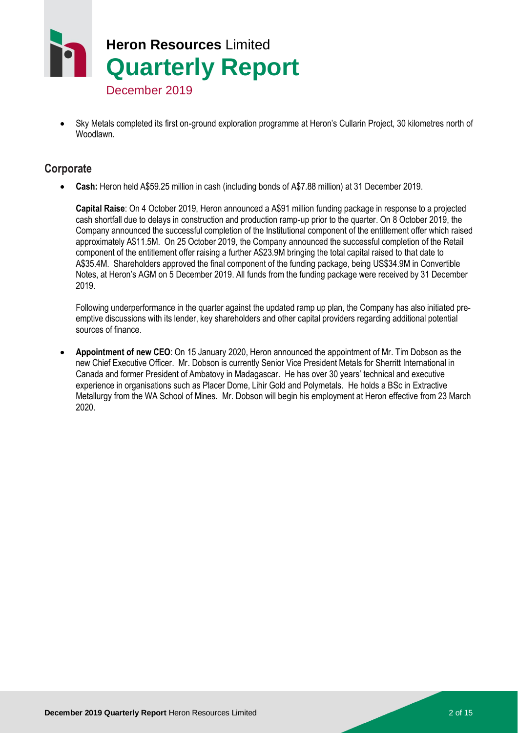- Sky Metals completed its first on-ground exploration programme at Heron's Cullarin Project, 30 kilometres north of Woodlawn.

## Corporate

- **Cash:** Heron held A$59.25 million in cash (including bonds of A$7.88 million) at 31 December 2019.

  **Capital Raise**: On 4 October 2019, Heron announced a A$91 million funding package in response to a projected cash shortfall due to delays in construction and production ramp-up prior to the quarter. On 8 October 2019, the Company announced the successful completion of the Institutional component of the entitlement offer which raised approximately A$11.5M. On 25 October 2019, the Company announced the successful completion of the Retail component of the entitlement offer raising a further A$23.9M bringing the total capital raised to that date to A$35.4M. Shareholders approved the final component of the funding package, being US$34.9M in Convertible Notes, at Heron's AGM on 5 December 2019. All funds from the funding package were received by 31 December 2019.

  Following underperformance in the quarter against the updated ramp up plan, the Company has also initiated pre-emptive discussions with its lender, key shareholders and other capital providers regarding additional potential sources of finance.

- **Appointment of new CEO**: On 15 January 2020, Heron announced the appointment of Mr. Tim Dobson as the new Chief Executive Officer. Mr. Dobson is currently Senior Vice President Metals for Sherritt International in Canada and former President of Ambatovy in Madagascar. He has over 30 years' technical and executive experience in organisations such as Placer Dome, Lihir Gold and Polymetals. He holds a BSc in Extractive Metallurgy from the WA School of Mines. Mr. Dobson will begin his employment at Heron effective from 23 March 2020.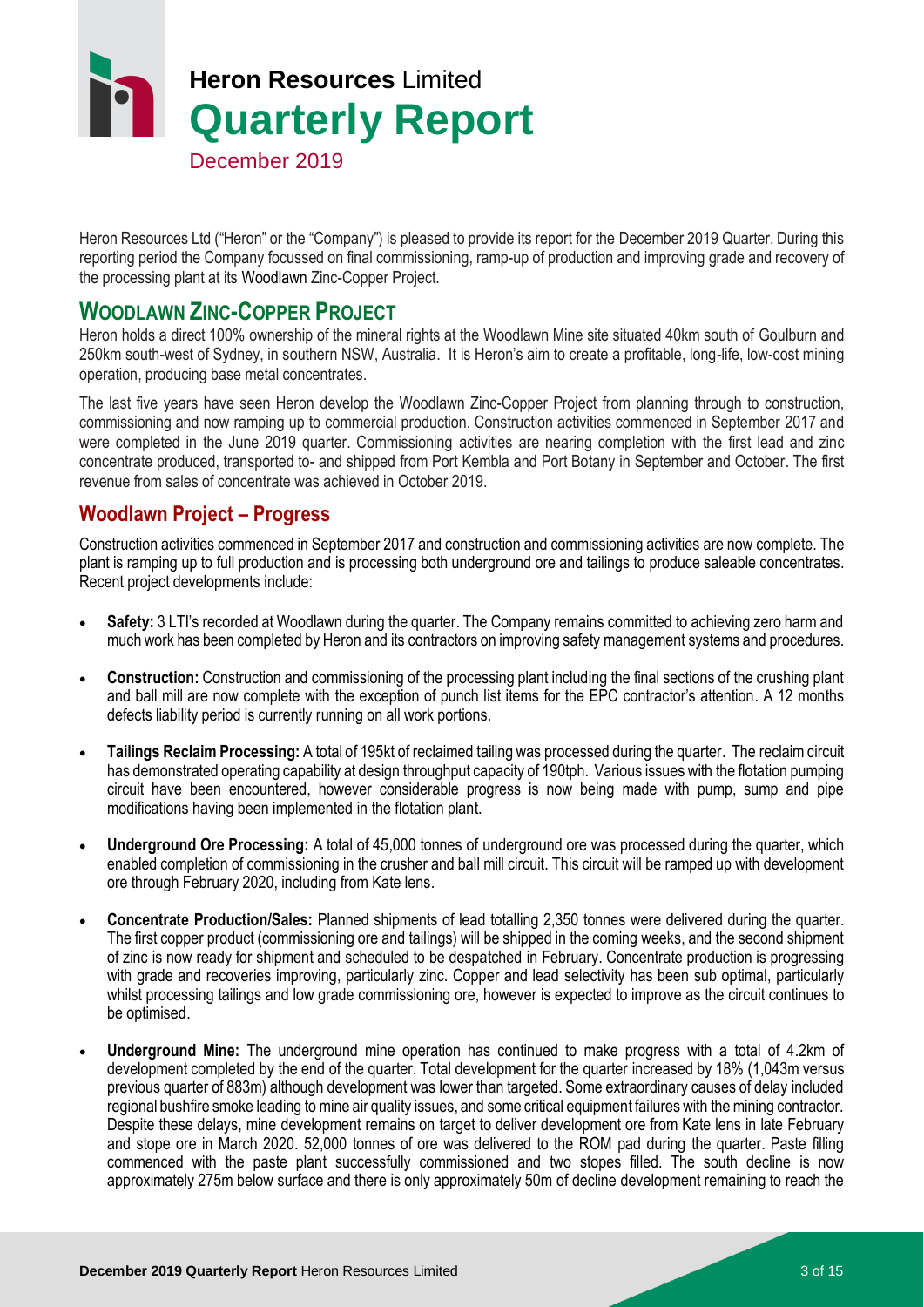# Heron Resources Limited

# Quarterly Report

December 2019

Heron Resources Ltd ("Heron" or the "Company") is pleased to provide its report for the December 2019 Quarter. During this reporting period the Company focussed on final commissioning, ramp-up of production and improving grade and recovery of the processing plant at its Woodlawn Zinc-Copper Project.

## WOODLAWN ZINC-COPPER PROJECT

Heron holds a direct 100% ownership of the mineral rights at the Woodlawn Mine site situated 40km south of Goulburn and 250km south-west of Sydney, in southern NSW, Australia. It is Heron's aim to create a profitable, long-life, low-cost mining operation, producing base metal concentrates.

The last five years have seen Heron develop the Woodlawn Zinc-Copper Project from planning through to construction, commissioning and now ramping up to commercial production. Construction activities commenced in September 2017 and were completed in the June 2019 quarter. Commissioning activities are nearing completion with the first lead and zinc concentrate produced, transported to- and shipped from Port Kembla and Port Botany in September and October. The first revenue from sales of concentrate was achieved in October 2019.

### Woodlawn Project – Progress

Construction activities commenced in September 2017 and construction and commissioning activities are now complete. The plant is ramping up to full production and is processing both underground ore and tailings to produce saleable concentrates. Recent project developments include:

- **Safety:** 3 LTI's recorded at Woodlawn during the quarter. The Company remains committed to achieving zero harm and much work has been completed by Heron and its contractors on improving safety management systems and procedures.
- **Construction:** Construction and commissioning of the processing plant including the final sections of the crushing plant and ball mill are now complete with the exception of punch list items for the EPC contractor's attention. A 12 months defects liability period is currently running on all work portions.
- **Tailings Reclaim Processing:** A total of 195kt of reclaimed tailing was processed during the quarter. The reclaim circuit has demonstrated operating capability at design throughput capacity of 190tph. Various issues with the flotation pumping circuit have been encountered, however considerable progress is now being made with pump, sump and pipe modifications having been implemented in the flotation plant.
- **Underground Ore Processing:** A total of 45,000 tonnes of underground ore was processed during the quarter, which enabled completion of commissioning in the crusher and ball mill circuit. This circuit will be ramped up with development ore through February 2020, including from Kate lens.
- **Concentrate Production/Sales:** Planned shipments of lead totalling 2,350 tonnes were delivered during the quarter. The first copper product (commissioning ore and tailings) will be shipped in the coming weeks, and the second shipment of zinc is now ready for shipment and scheduled to be despatched in February. Concentrate production is progressing with grade and recoveries improving, particularly zinc. Copper and lead selectivity has been sub optimal, particularly whilst processing tailings and low grade commissioning ore, however is expected to improve as the circuit continues to be optimised.
- **Underground Mine:** The underground mine operation has continued to make progress with a total of 4.2km of development completed by the end of the quarter. Total development for the quarter increased by 18% (1,043m versus previous quarter of 883m) although development was lower than targeted. Some extraordinary causes of delay included regional bushfire smoke leading to mine air quality issues, and some critical equipment failures with the mining contractor. Despite these delays, mine development remains on target to deliver development ore from Kate lens in late February and stope ore in March 2020. 52,000 tonnes of ore was delivered to the ROM pad during the quarter. Paste filling commenced with the paste plant successfully commissioned and two stopes filled. The south decline is now approximately 275m below surface and there is only approximately 50m of decline development remaining to reach the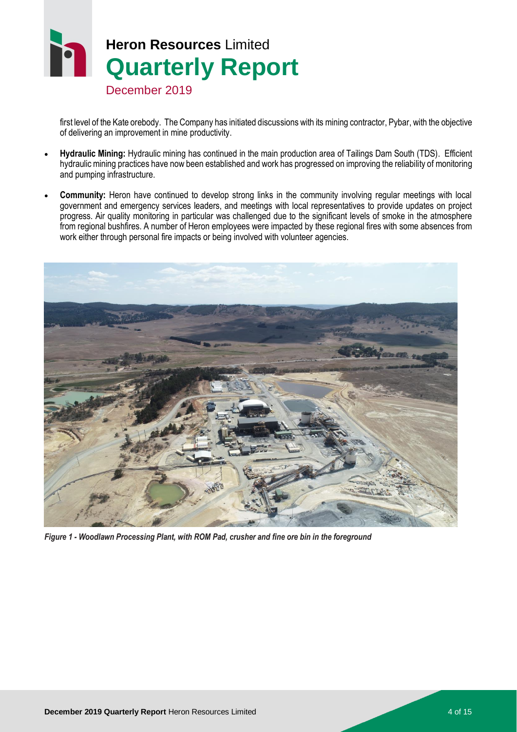first level of the Kate orebody. The Company has initiated discussions with its mining contractor, Pybar, with the objective of delivering an improvement in mine productivity.

- **Hydraulic Mining:** Hydraulic mining has continued in the main production area of Tailings Dam South (TDS). Efficient hydraulic mining practices have now been established and work has progressed on improving the reliability of monitoring and pumping infrastructure.
- **Community:** Heron have continued to develop strong links in the community involving regular meetings with local government and emergency services leaders, and meetings with local representatives to provide updates on project progress. Air quality monitoring in particular was challenged due to the significant levels of smoke in the atmosphere from regional bushfires. A number of Heron employees were impacted by these regional fires with some absences from work either through personal fire impacts or being involved with volunteer agencies.

***Figure 1 - Woodlawn Processing Plant, with ROM Pad, crusher and fine ore bin in the foreground***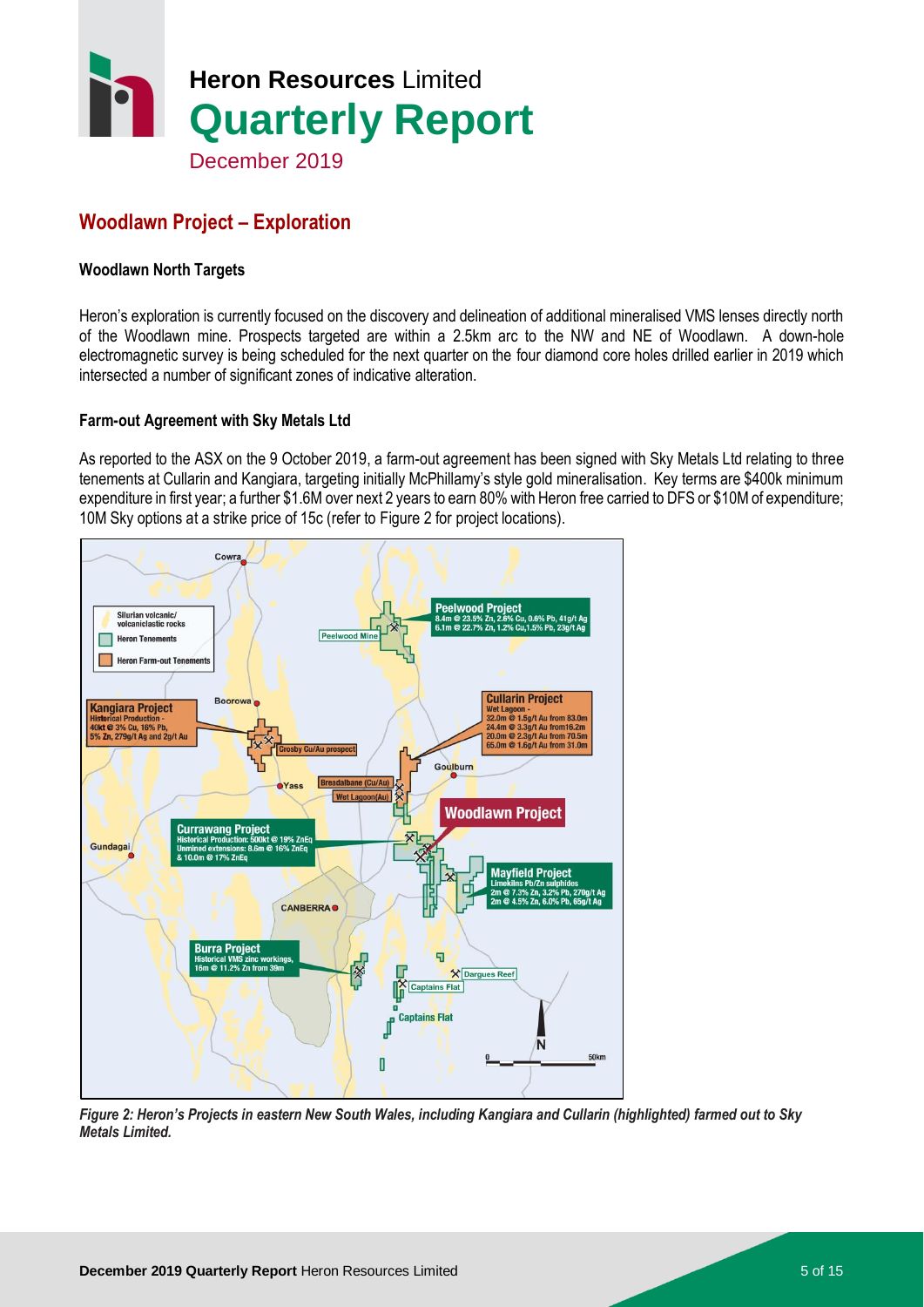## Woodlawn Project – Exploration

### Woodlawn North Targets

Heron's exploration is currently focused on the discovery and delineation of additional mineralised VMS lenses directly north of the Woodlawn mine. Prospects targeted are within a 2.5km arc to the NW and NE of Woodlawn. A down-hole electromagnetic survey is being scheduled for the next quarter on the four diamond core holes drilled earlier in 2019 which intersected a number of significant zones of indicative alteration.

### Farm-out Agreement with Sky Metals Ltd

As reported to the ASX on the 9 October 2019, a farm-out agreement has been signed with Sky Metals Ltd relating to three tenements at Cullarin and Kangiara, targeting initially McPhillamy's style gold mineralisation. Key terms are $400k minimum expenditure in first year; a further $1.6M over next 2 years to earn 80% with Heron free carried to DFS or $10M of expenditure; 10M Sky options at a strike price of 15c (refer to Figure 2 for project locations).

*Figure 2: Heron's Projects in eastern New South Wales, including Kangiara and Cullarin (highlighted) farmed out to Sky Metals Limited.*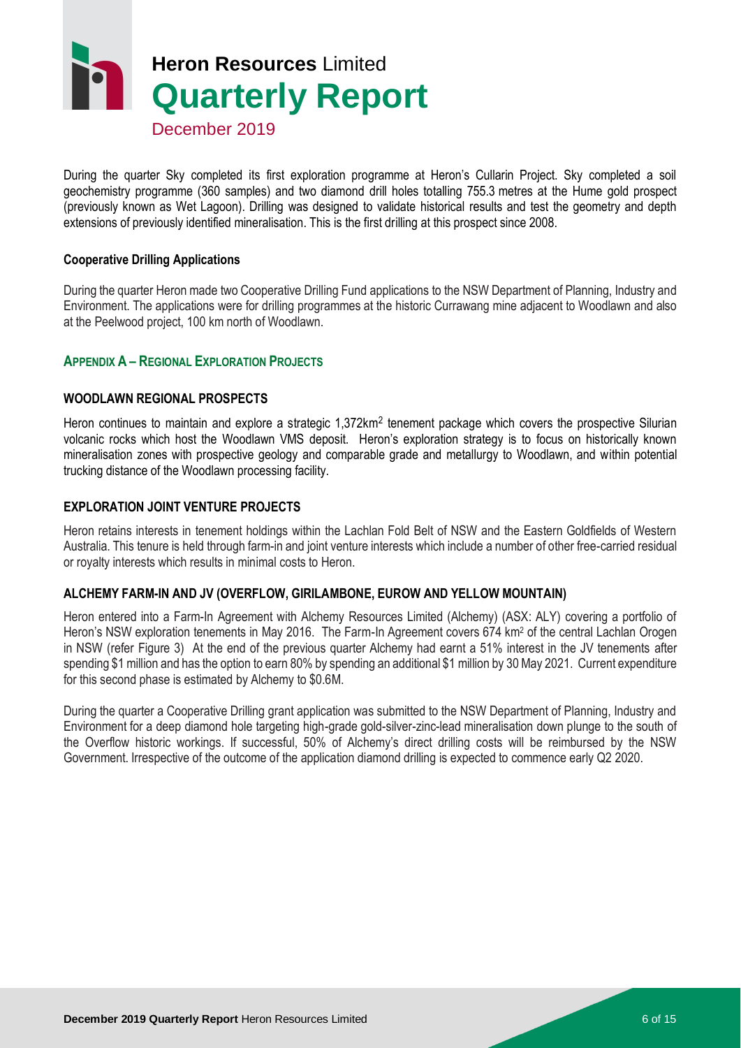During the quarter Sky completed its first exploration programme at Heron's Cullarin Project. Sky completed a soil geochemistry programme (360 samples) and two diamond drill holes totalling 755.3 metres at the Hume gold prospect (previously known as Wet Lagoon). Drilling was designed to validate historical results and test the geometry and depth extensions of previously identified mineralisation. This is the first drilling at this prospect since 2008.

**Cooperative Drilling Applications**

During the quarter Heron made two Cooperative Drilling Fund applications to the NSW Department of Planning, Industry and Environment. The applications were for drilling programmes at the historic Currawang mine adjacent to Woodlawn and also at the Peelwood project, 100 km north of Woodlawn.

## APPENDIX A – REGIONAL EXPLORATION PROJECTS

### WOODLAWN REGIONAL PROSPECTS

Heron continues to maintain and explore a strategic 1,372km$^2$ tenement package which covers the prospective Silurian volcanic rocks which host the Woodlawn VMS deposit. Heron's exploration strategy is to focus on historically known mineralisation zones with prospective geology and comparable grade and metallurgy to Woodlawn, and within potential trucking distance of the Woodlawn processing facility.

### EXPLORATION JOINT VENTURE PROJECTS

Heron retains interests in tenement holdings within the Lachlan Fold Belt of NSW and the Eastern Goldfields of Western Australia. This tenure is held through farm-in and joint venture interests which include a number of other free-carried residual or royalty interests which results in minimal costs to Heron.

### ALCHEMY FARM-IN AND JV (OVERFLOW, GIRILAMBONE, EUROW AND YELLOW MOUNTAIN)

Heron entered into a Farm-In Agreement with Alchemy Resources Limited (Alchemy) (ASX: ALY) covering a portfolio of Heron's NSW exploration tenements in May 2016. The Farm-In Agreement covers 674 km$^2$ of the central Lachlan Orogen in NSW (refer Figure 3) At the end of the previous quarter Alchemy had earnt a 51% interest in the JV tenements after spending $1 million and has the option to earn 80% by spending an additional $1 million by 30 May 2021. Current expenditure for this second phase is estimated by Alchemy to $0.6M.

During the quarter a Cooperative Drilling grant application was submitted to the NSW Department of Planning, Industry and Environment for a deep diamond hole targeting high-grade gold-silver-zinc-lead mineralisation down plunge to the south of the Overflow historic workings. If successful, 50% of Alchemy's direct drilling costs will be reimbursed by the NSW Government. Irrespective of the outcome of the application diamond drilling is expected to commence early Q2 2020.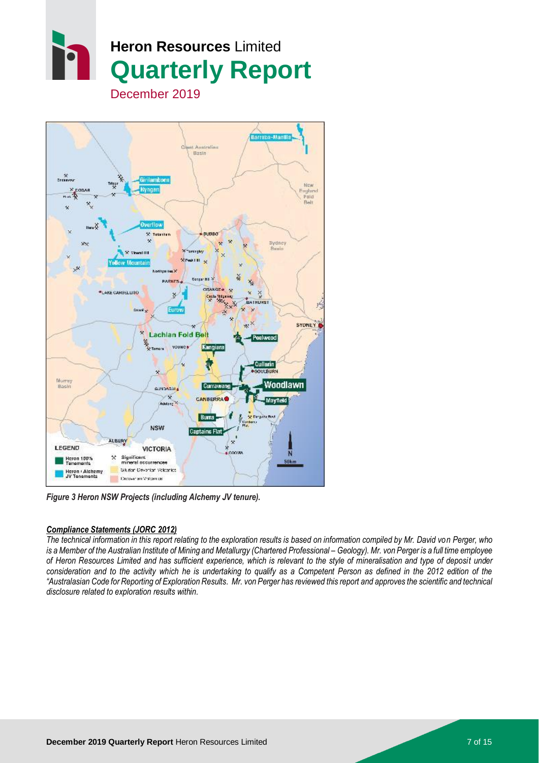*Figure 3 Heron NSW Projects (including Alchemy JV tenure).*

***Compliance Statements (JORC 2012)***

*The technical information in this report relating to the exploration results is based on information compiled by Mr. David von Perger, who is a Member of the Australian Institute of Mining and Metallurgy (Chartered Professional – Geology). Mr. von Perger is a full time employee of Heron Resources Limited and has sufficient experience, which is relevant to the style of mineralisation and type of deposit under consideration and to the activity which he is undertaking to qualify as a Competent Person as defined in the 2012 edition of the "Australasian Code for Reporting of Exploration Results. Mr. von Perger has reviewed this report and approves the scientific and technical disclosure related to exploration results within.*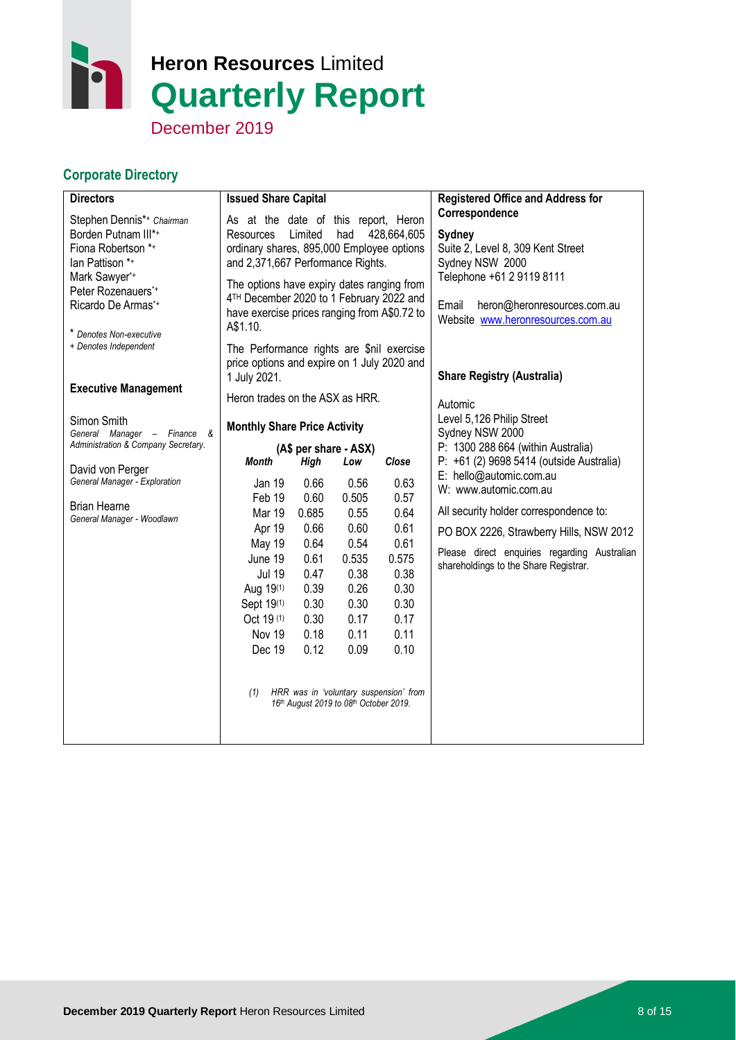# Heron Resources Limited

# Quarterly Report

December 2019

## Corporate Directory

### Directors

Stephen Dennis*+ *Chairman*
Borden Putnam III*+
Fiona Robertson *+
Ian Pattison *+
Mark Sawyer*+
Peter Rozenauers*+
Ricardo De Armas*+

\* *Denotes Non-executive*
*+ Denotes Independent*

### Executive Management

Simon Smith
*General Manager – Finance & Administration & Company Secretary.*

David von Perger
*General Manager - Exploration*

Brian Hearne
*General Manager - Woodlawn*

### Issued Share Capital

As at the date of this report, Heron Resources Limited had 428,664,605 ordinary shares, 895,000 Employee options and 2,371,667 Performance Rights.

The options have expiry dates ranging from 4TH December 2020 to 1 February 2022 and have exercise prices ranging from A$0.72 to A$1.10.

The Performance rights are $nil exercise price options and expire on 1 July 2020 and 1 July 2021.

Heron trades on the ASX as HRR.

### Monthly Share Price Activity

(A$ per share - ASX)

| *Month* | *High* | *Low* | *Close* |
|---|---|---|---|
| Jan 19 | 0.66 | 0.56 | 0.63 |
| Feb 19 | 0.60 | 0.505 | 0.57 |
| Mar 19 | 0.685 | 0.55 | 0.64 |
| Apr 19 | 0.66 | 0.60 | 0.61 |
| May 19 | 0.64 | 0.54 | 0.61 |
| June 19 | 0.61 | 0.535 | 0.575 |
| Jul 19 | 0.47 | 0.38 | 0.38 |
| Aug 19(1) | 0.39 | 0.26 | 0.30 |
| Sept 19(1) | 0.30 | 0.30 | 0.30 |
| Oct 19 (1) | 0.30 | 0.17 | 0.17 |
| Nov 19 | 0.18 | 0.11 | 0.11 |
| Dec 19 | 0.12 | 0.09 | 0.10 |

*(1) HRR was in 'voluntary suspension' from 16th August 2019 to 08th October 2019.*

### Registered Office and Address for Correspondence

**Sydney**
Suite 2, Level 8, 309 Kent Street
Sydney NSW 2000
Telephone +61 2 9119 8111

Email heron@heronresources.com.au
Website www.heronresources.com.au

### Share Registry (Australia)

Automic
Level 5,126 Philip Street
Sydney NSW 2000
P: 1300 288 664 (within Australia)
P: +61 (2) 9698 5414 (outside Australia)
E: hello@automic.com.au
W: www.automic.com.au

All security holder correspondence to:

PO BOX 2226, Strawberry Hills, NSW 2012

Please direct enquiries regarding Australian shareholdings to the Share Registrar.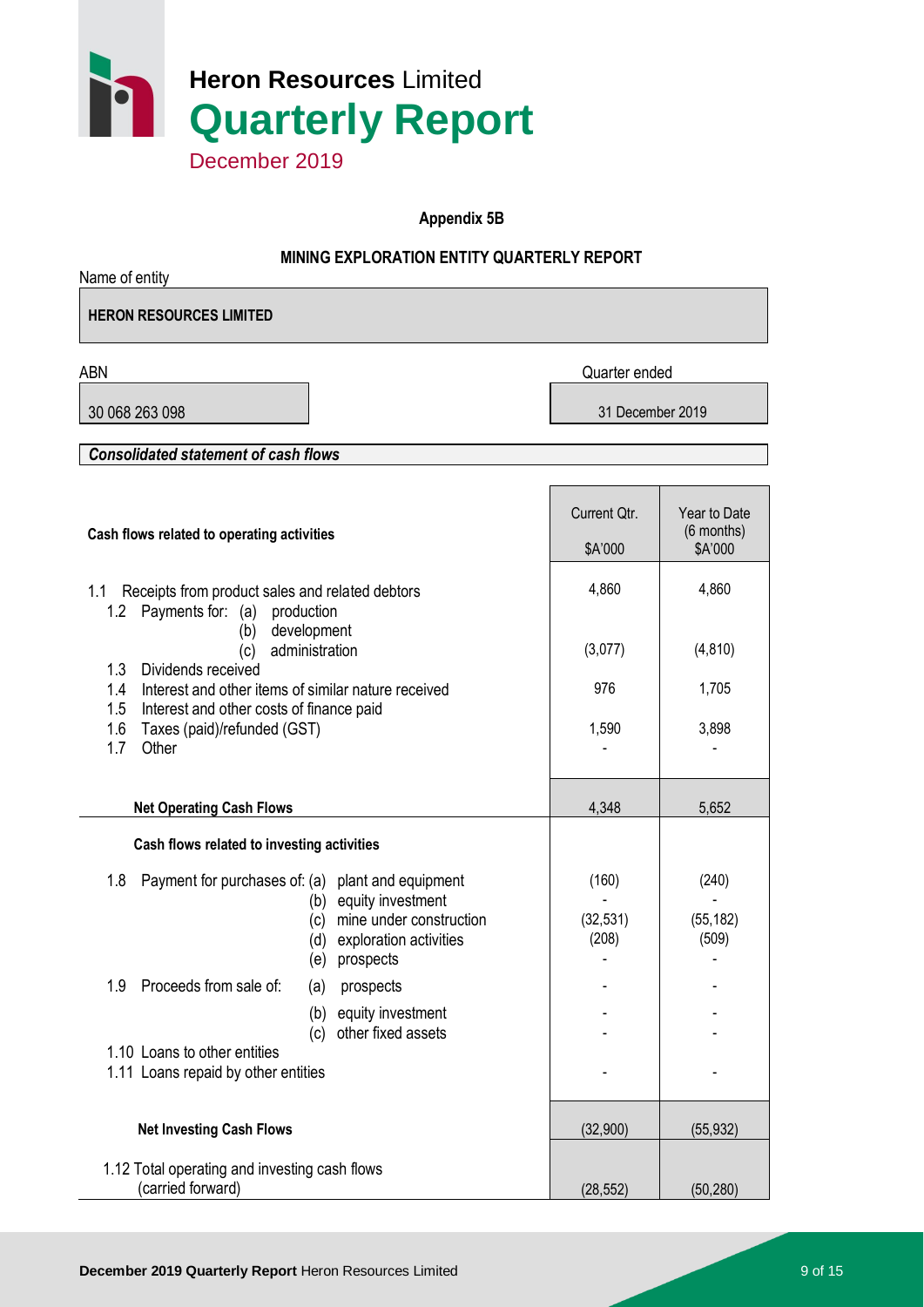# Heron Resources Limited
# Quarterly Report
December 2019

**Appendix 5B**

**MINING EXPLORATION ENTITY QUARTERLY REPORT**

Name of entity

| **HERON RESOURCES LIMITED** |
|---|

| ABN | Quarter ended |
|---|---|
| 30 068 263 098 | 31 December 2019 |

***Consolidated statement of cash flows***

| **Cash flows related to operating activities** | Current Qtr. $A'000 | Year to Date (6 months) $A'000 |
|---|---|---|
| 1.1 Receipts from product sales and related debtors | 4,860 | 4,860 |
| 1.2 Payments for: (a) production | | |
| (b) development | | |
| (c) administration | (3,077) | (4,810) |
| 1.3 Dividends received | | |
| 1.4 Interest and other items of similar nature received | 976 | 1,705 |
| 1.5 Interest and other costs of finance paid | | |
| 1.6 Taxes (paid)/refunded (GST) | 1,590 | 3,898 |
| 1.7 Other | - | - |
| **Net Operating Cash Flows** | 4,348 | 5,652 |
| **Cash flows related to investing activities** | | |
| 1.8 Payment for purchases of: (a) plant and equipment | (160) | (240) |
| (b) equity investment | - | - |
| (c) mine under construction | (32,531) | (55,182) |
| (d) exploration activities | (208) | (509) |
| (e) prospects | - | - |
| 1.9 Proceeds from sale of: (a) prospects | - | - |
| (b) equity investment | - | - |
| (c) other fixed assets | - | - |
| 1.10 Loans to other entities | | |
| 1.11 Loans repaid by other entities | - | - |
| **Net Investing Cash Flows** | (32,900) | (55,932) |
| 1.12 Total operating and investing cash flows (carried forward) | (28,552) | (50,280) |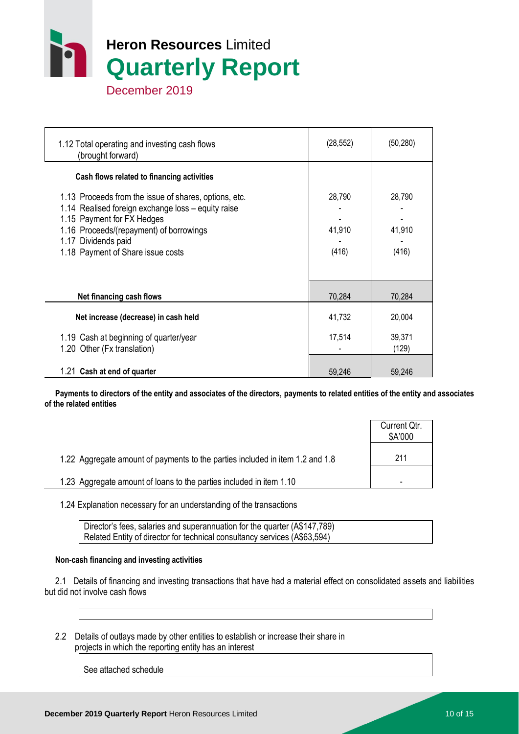| | | |
|---|---|---|
| 1.12 Total operating and investing cash flows (brought forward) | (28,552) | (50,280) |
| **Cash flows related to financing activities** | | |
| 1.13 Proceeds from the issue of shares, options, etc. | 28,790 | 28,790 |
| 1.14 Realised foreign exchange loss – equity raise | - | - |
| 1.15 Payment for FX Hedges | - | - |
| 1.16 Proceeds/(repayment) of borrowings | 41,910 | 41,910 |
| 1.17 Dividends paid | - | - |
| 1.18 Payment of Share issue costs | (416) | (416) |
| **Net financing cash flows** | 70,284 | 70,284 |
| **Net increase (decrease) in cash held** | 41,732 | 20,004 |
| 1.19 Cash at beginning of quarter/year | 17,514 | 39,371 |
| 1.20 Other (Fx translation) | - | (129) |
| 1.21 **Cash at end of quarter** | 59,246 | 59,246 |

**Payments to directors of the entity and associates of the directors, payments to related entities of the entity and associates of the related entities**

| | Current Qtr. $A'000 |
|---|---|
| 1.22 Aggregate amount of payments to the parties included in item 1.2 and 1.8 | 211 |
| 1.23 Aggregate amount of loans to the parties included in item 1.10 | - |

1.24 Explanation necessary for an understanding of the transactions

Director's fees, salaries and superannuation for the quarter (A$147,789)
Related Entity of director for technical consultancy services (A$63,594)

**Non-cash financing and investing activities**

2.1 Details of financing and investing transactions that have had a material effect on consolidated assets and liabilities but did not involve cash flows

2.2 Details of outlays made by other entities to establish or increase their share in projects in which the reporting entity has an interest

See attached schedule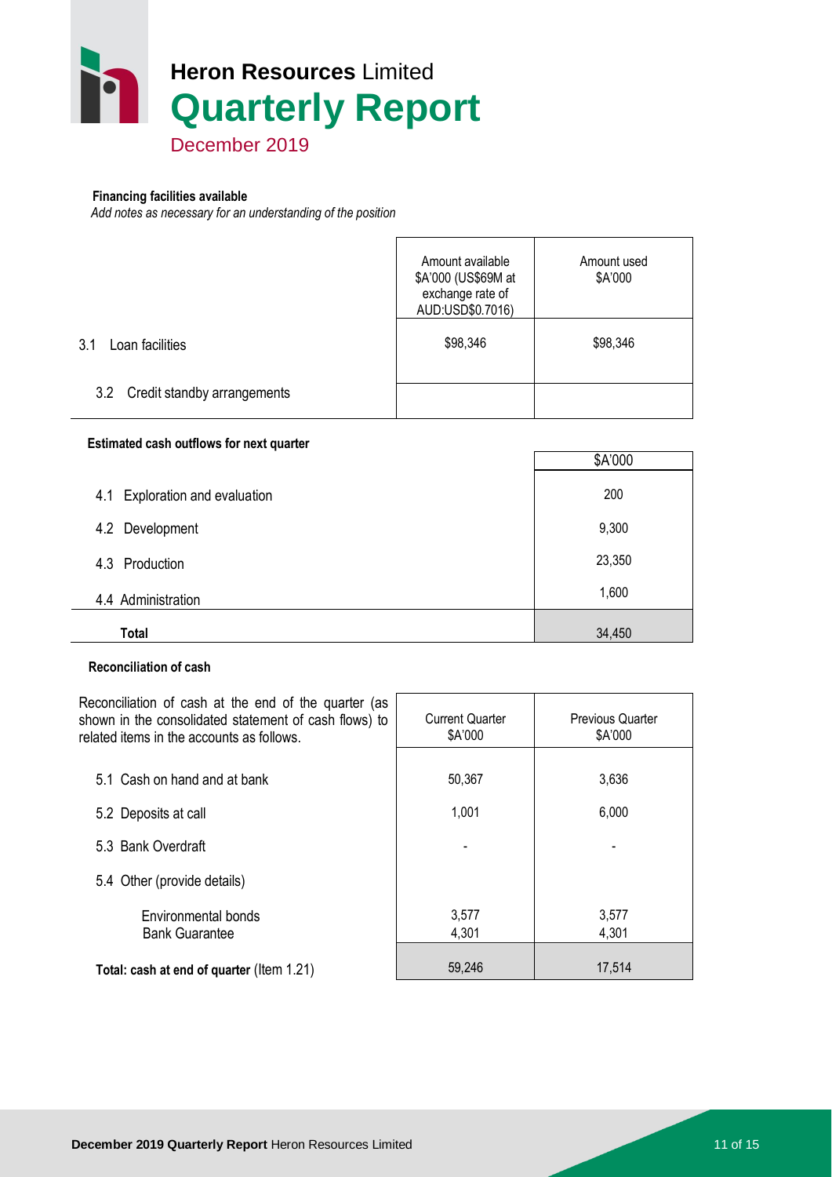**Financing facilities available**

*Add notes as necessary for an understanding of the position*

| | Amount available $A'000 (US$69M at exchange rate of AUD:USD$0.7016) | Amount used $A'000 |
|---|---|---|
| 3.1 Loan facilities | $98,346 | $98,346 |
| 3.2 Credit standby arrangements | | |

**Estimated cash outflows for next quarter**

| | $A'000 |
|---|---|
| 4.1 Exploration and evaluation | 200 |
| 4.2 Development | 9,300 |
| 4.3 Production | 23,350 |
| 4.4 Administration | 1,600 |
| **Total** | 34,450 |

**Reconciliation of cash**

| Reconciliation of cash at the end of the quarter (as shown in the consolidated statement of cash flows) to related items in the accounts as follows. | Current Quarter $A'000 | Previous Quarter $A'000 |
|---|---|---|
| 5.1 Cash on hand and at bank | 50,367 | 3,636 |
| 5.2 Deposits at call | 1,001 | 6,000 |
| 5.3 Bank Overdraft | - | - |
| 5.4 Other (provide details) | | |
| Environmental bonds | 3,577 | 3,577 |
| Bank Guarantee | 4,301 | 4,301 |
| **Total: cash at end of quarter** (Item 1.21) | 59,246 | 17,514 |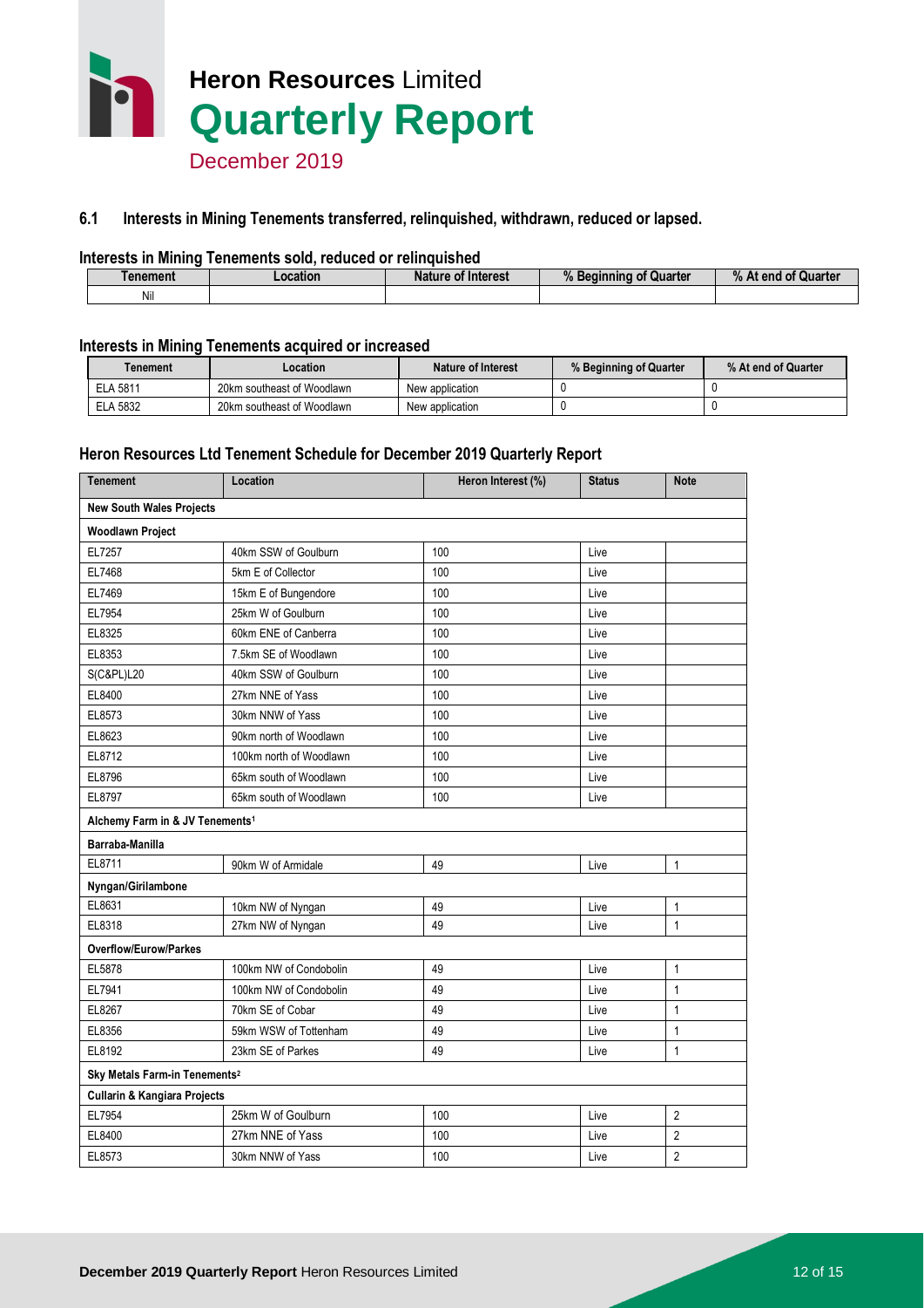### 6.1 Interests in Mining Tenements transferred, relinquished, withdrawn, reduced or lapsed.

#### Interests in Mining Tenements sold, reduced or relinquished

| Tenement | Location | Nature of Interest | % Beginning of Quarter | % At end of Quarter |
|---|---|---|---|---|
| Nil | | | | |

#### Interests in Mining Tenements acquired or increased

| Tenement | Location | Nature of Interest | % Beginning of Quarter | % At end of Quarter |
|---|---|---|---|---|
| ELA 5811 | 20km southeast of Woodlawn | New application | 0 | 0 |
| ELA 5832 | 20km southeast of Woodlawn | New application | 0 | 0 |

#### Heron Resources Ltd Tenement Schedule for December 2019 Quarterly Report

| Tenement | Location | Heron Interest (%) | Status | Note |
|---|---|---|---|---|
| **New South Wales Projects** | | | | |
| **Woodlawn Project** | | | | |
| EL7257 | 40km SSW of Goulburn | 100 | Live | |
| EL7468 | 5km E of Collector | 100 | Live | |
| EL7469 | 15km E of Bungendore | 100 | Live | |
| EL7954 | 25km W of Goulburn | 100 | Live | |
| EL8325 | 60km ENE of Canberra | 100 | Live | |
| EL8353 | 7.5km SE of Woodlawn | 100 | Live | |
| S(C&PL)L20 | 40km SSW of Goulburn | 100 | Live | |
| EL8400 | 27km NNE of Yass | 100 | Live | |
| EL8573 | 30km NNW of Yass | 100 | Live | |
| EL8623 | 90km north of Woodlawn | 100 | Live | |
| EL8712 | 100km north of Woodlawn | 100 | Live | |
| EL8796 | 65km south of Woodlawn | 100 | Live | |
| EL8797 | 65km south of Woodlawn | 100 | Live | |
| **Alchemy Farm in & JV Tenements[1]** | | | | |
| **Barraba-Manilla** | | | | |
| EL8711 | 90km W of Armidale | 49 | Live | 1 |
| **Nyngan/Girilambone** | | | | |
| EL8631 | 10km NW of Nyngan | 49 | Live | 1 |
| EL8318 | 27km NW of Nyngan | 49 | Live | 1 |
| **Overflow/Eurow/Parkes** | | | | |
| EL5878 | 100km NW of Condobolin | 49 | Live | 1 |
| EL7941 | 100km NW of Condobolin | 49 | Live | 1 |
| EL8267 | 70km SE of Cobar | 49 | Live | 1 |
| EL8356 | 59km WSW of Tottenham | 49 | Live | 1 |
| EL8192 | 23km SE of Parkes | 49 | Live | 1 |
| **Sky Metals Farm-in Tenements[2]** | | | | |
| **Cullarin & Kangiara Projects** | | | | |
| EL7954 | 25km W of Goulburn | 100 | Live | 2 |
| EL8400 | 27km NNE of Yass | 100 | Live | 2 |
| EL8573 | 30km NNW of Yass | 100 | Live | 2 |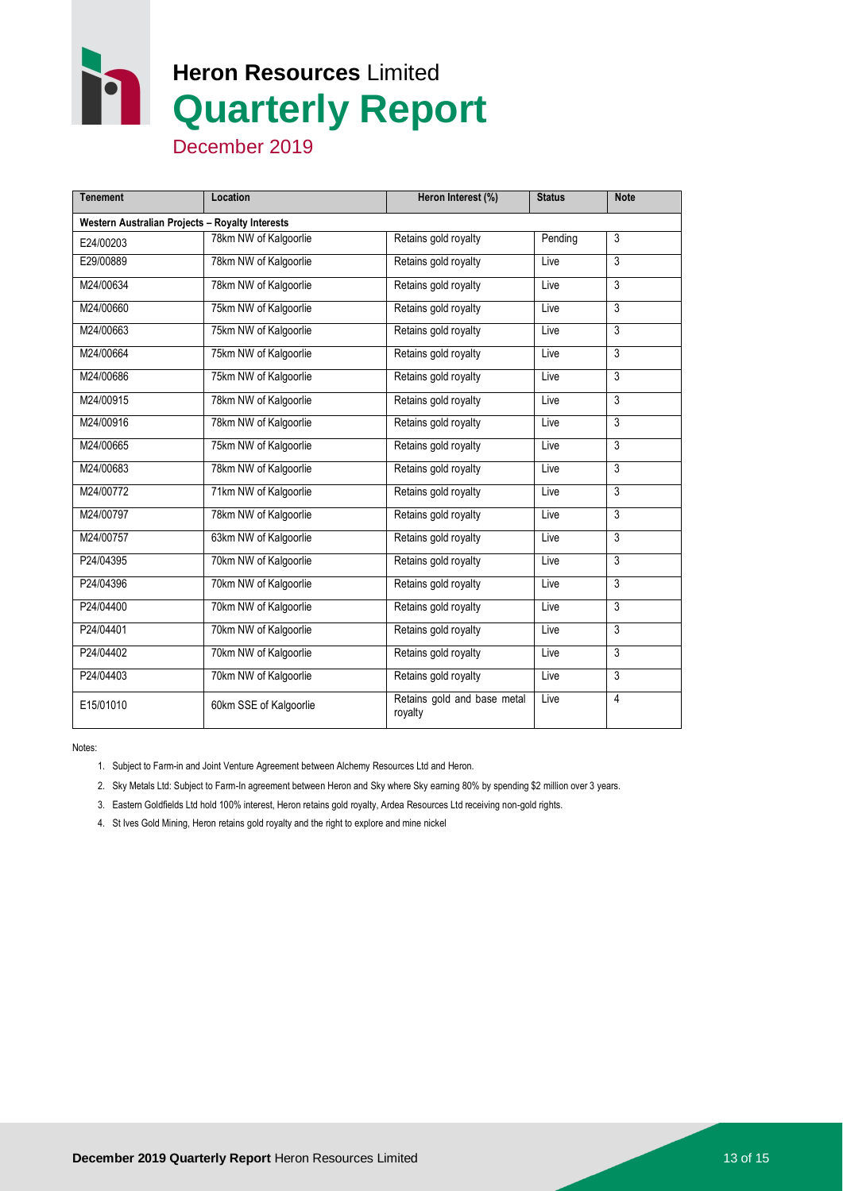| Tenement | Location | Heron Interest (%) | Status | Note |
|---|---|---|---|---|
| **Western Australian Projects – Royalty Interests** | | | | |
| E24/00203 | 78km NW of Kalgoorlie | Retains gold royalty | Pending | 3 |
| E29/00889 | 78km NW of Kalgoorlie | Retains gold royalty | Live | 3 |
| M24/00634 | 78km NW of Kalgoorlie | Retains gold royalty | Live | 3 |
| M24/00660 | 75km NW of Kalgoorlie | Retains gold royalty | Live | 3 |
| M24/00663 | 75km NW of Kalgoorlie | Retains gold royalty | Live | 3 |
| M24/00664 | 75km NW of Kalgoorlie | Retains gold royalty | Live | 3 |
| M24/00686 | 75km NW of Kalgoorlie | Retains gold royalty | Live | 3 |
| M24/00915 | 78km NW of Kalgoorlie | Retains gold royalty | Live | 3 |
| M24/00916 | 78km NW of Kalgoorlie | Retains gold royalty | Live | 3 |
| M24/00665 | 75km NW of Kalgoorlie | Retains gold royalty | Live | 3 |
| M24/00683 | 78km NW of Kalgoorlie | Retains gold royalty | Live | 3 |
| M24/00772 | 71km NW of Kalgoorlie | Retains gold royalty | Live | 3 |
| M24/00797 | 78km NW of Kalgoorlie | Retains gold royalty | Live | 3 |
| M24/00757 | 63km NW of Kalgoorlie | Retains gold royalty | Live | 3 |
| P24/04395 | 70km NW of Kalgoorlie | Retains gold royalty | Live | 3 |
| P24/04396 | 70km NW of Kalgoorlie | Retains gold royalty | Live | 3 |
| P24/04400 | 70km NW of Kalgoorlie | Retains gold royalty | Live | 3 |
| P24/04401 | 70km NW of Kalgoorlie | Retains gold royalty | Live | 3 |
| P24/04402 | 70km NW of Kalgoorlie | Retains gold royalty | Live | 3 |
| P24/04403 | 70km NW of Kalgoorlie | Retains gold royalty | Live | 3 |
| E15/01010 | 60km SSE of Kalgoorlie | Retains gold and base metal royalty | Live | 4 |

Notes:

1. Subject to Farm-in and Joint Venture Agreement between Alchemy Resources Ltd and Heron.
2. Sky Metals Ltd: Subject to Farm-In agreement between Heron and Sky where Sky earning 80% by spending $2 million over 3 years.
3. Eastern Goldfields Ltd hold 100% interest, Heron retains gold royalty, Ardea Resources Ltd receiving non-gold rights.
4. St Ives Gold Mining, Heron retains gold royalty and the right to explore and mine nickel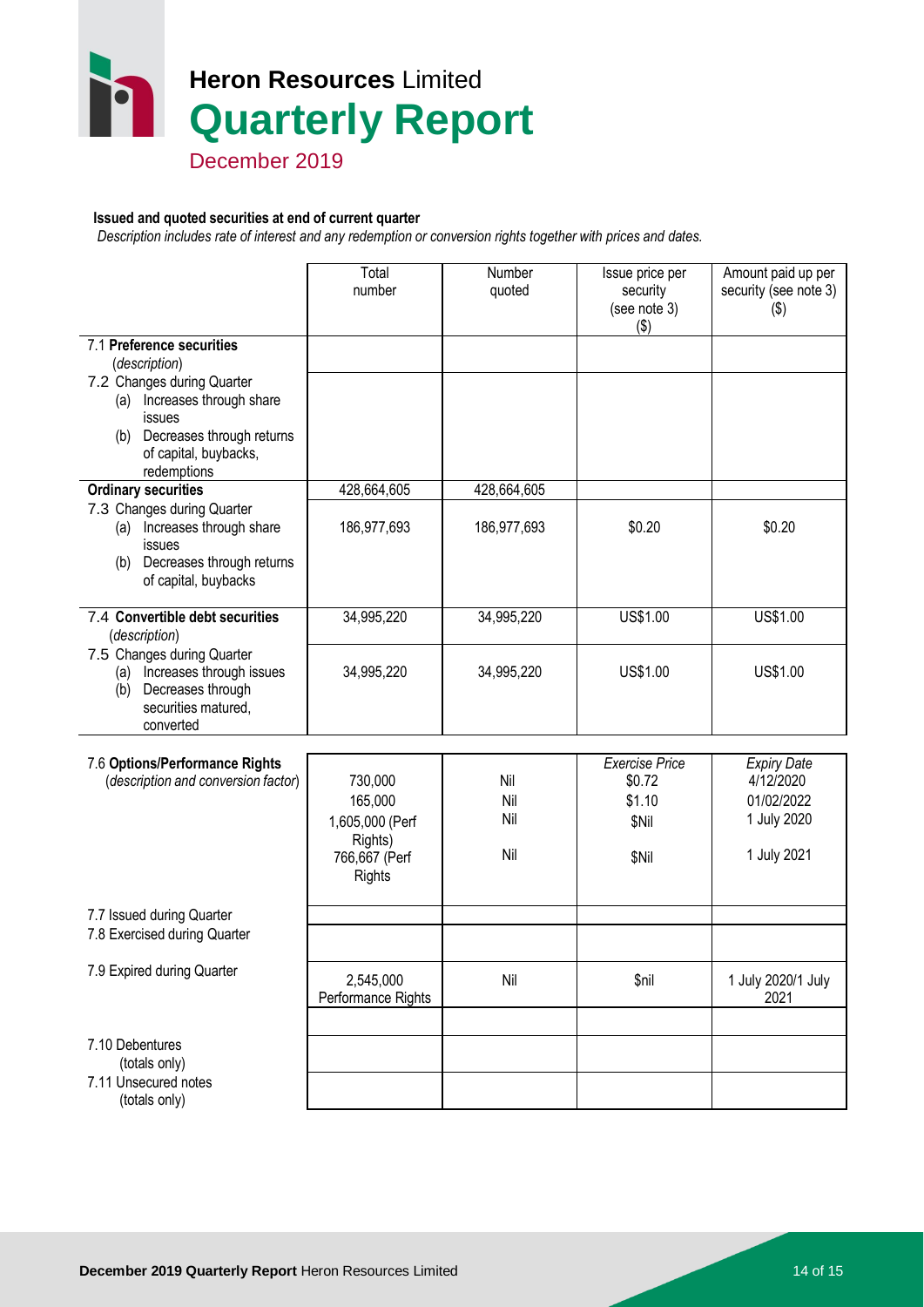**Issued and quoted securities at end of current quarter**

*Description includes rate of interest and any redemption or conversion rights together with prices and dates.*

| | Total number | Number quoted | Issue price per security (see note 3) ($) | Amount paid up per security (see note 3) ($) |
|---|---|---|---|---|
| 7.1 **Preference securities** (*description*) | | | | |
| 7.2 Changes during Quarter (a) Increases through share issues (b) Decreases through returns of capital, buybacks, redemptions | | | | |
| **Ordinary securities** | 428,664,605 | 428,664,605 | | |
| 7.3 Changes during Quarter (a) Increases through share issues (b) Decreases through returns of capital, buybacks | 186,977,693 | 186,977,693 | $0.20 | $0.20 |
| 7.4 **Convertible debt securities** (*description*) | 34,995,220 | 34,995,220 | US$1.00 | US$1.00 |
| 7.5 Changes during Quarter (a) Increases through issues (b) Decreases through securities matured, converted | 34,995,220 | 34,995,220 | US$1.00 | US$1.00 |

| | | | *Exercise Price* | *Expiry Date* |
|---|---|---|---|---|
| 7.6 **Options/Performance Rights** (*description and conversion factor*) | 730,000 | Nil | $0.72 | 4/12/2020 |
| | 165,000 | Nil | $1.10 | 01/02/2022 |
| | 1,605,000 (Perf Rights) | Nil | $Nil | 1 July 2020 |
| | 766,667 (Perf Rights | Nil | $Nil | 1 July 2021 |
| 7.7 Issued during Quarter | | | | |
| 7.8 Exercised during Quarter | | | | |
| 7.9 Expired during Quarter | 2,545,000 Performance Rights | Nil | $nil | 1 July 2020/1 July 2021 |
| | | | | |
| 7.10 Debentures (totals only) | | | | |
| 7.11 Unsecured notes (totals only) | | | | |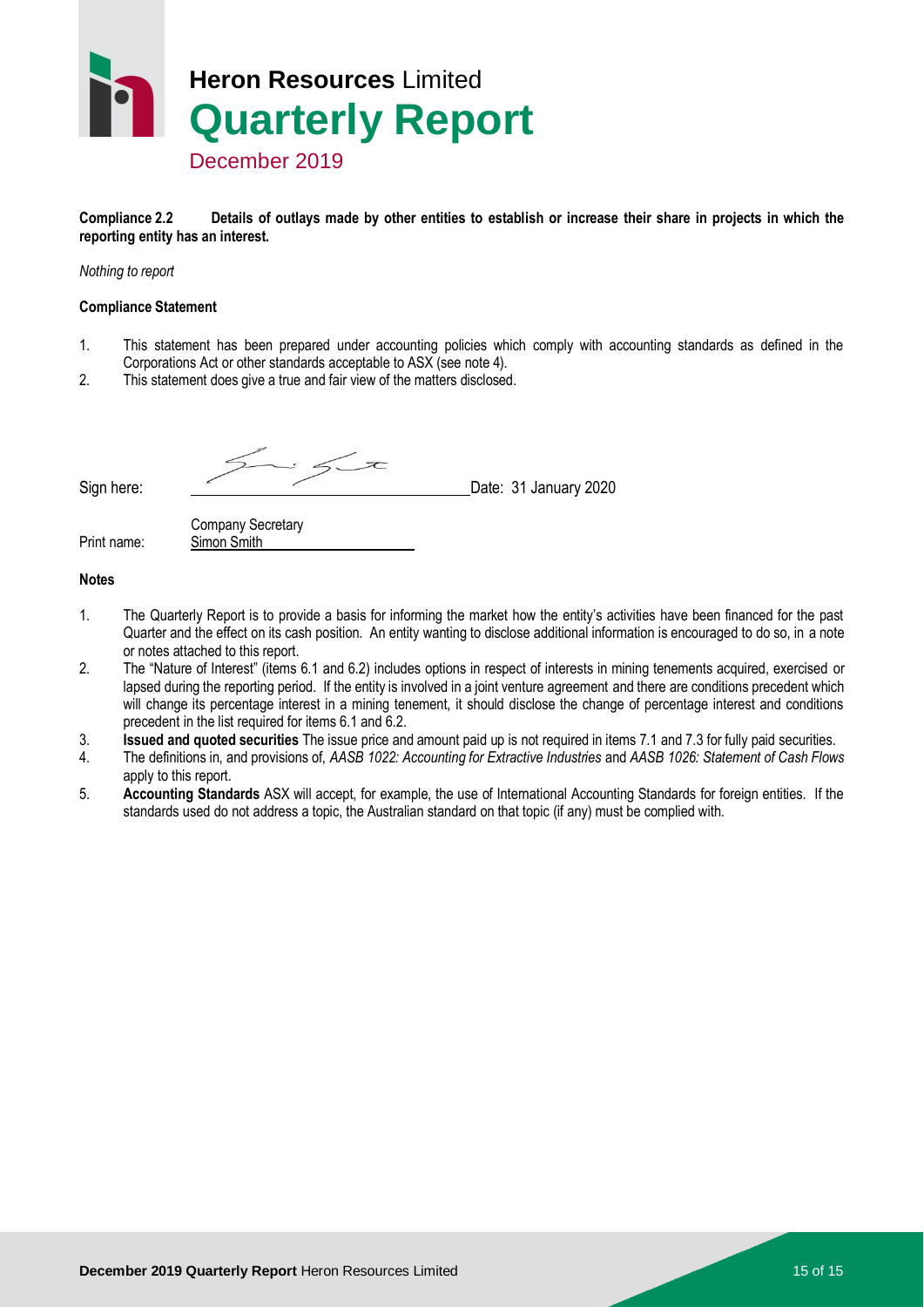**Compliance 2.2 Details of outlays made by other entities to establish or increase their share in projects in which the reporting entity has an interest.**

*Nothing to report*

**Compliance Statement**

1. This statement has been prepared under accounting policies which comply with accounting standards as defined in the Corporations Act or other standards acceptable to ASX (see note 4).
2. This statement does give a true and fair view of the matters disclosed.

Sign here: ______________________ Date: 31 January 2020

Company Secretary

Print name: Simon Smith

**Notes**

1. The Quarterly Report is to provide a basis for informing the market how the entity's activities have been financed for the past Quarter and the effect on its cash position. An entity wanting to disclose additional information is encouraged to do so, in a note or notes attached to this report.
2. The "Nature of Interest" (items 6.1 and 6.2) includes options in respect of interests in mining tenements acquired, exercised or lapsed during the reporting period. If the entity is involved in a joint venture agreement and there are conditions precedent which will change its percentage interest in a mining tenement, it should disclose the change of percentage interest and conditions precedent in the list required for items 6.1 and 6.2.
3. **Issued and quoted securities** The issue price and amount paid up is not required in items 7.1 and 7.3 for fully paid securities.
4. The definitions in, and provisions of, *AASB 1022: Accounting for Extractive Industries* and *AASB 1026: Statement of Cash Flows* apply to this report.
5. **Accounting Standards** ASX will accept, for example, the use of International Accounting Standards for foreign entities. If the standards used do not address a topic, the Australian standard on that topic (if any) must be complied with.